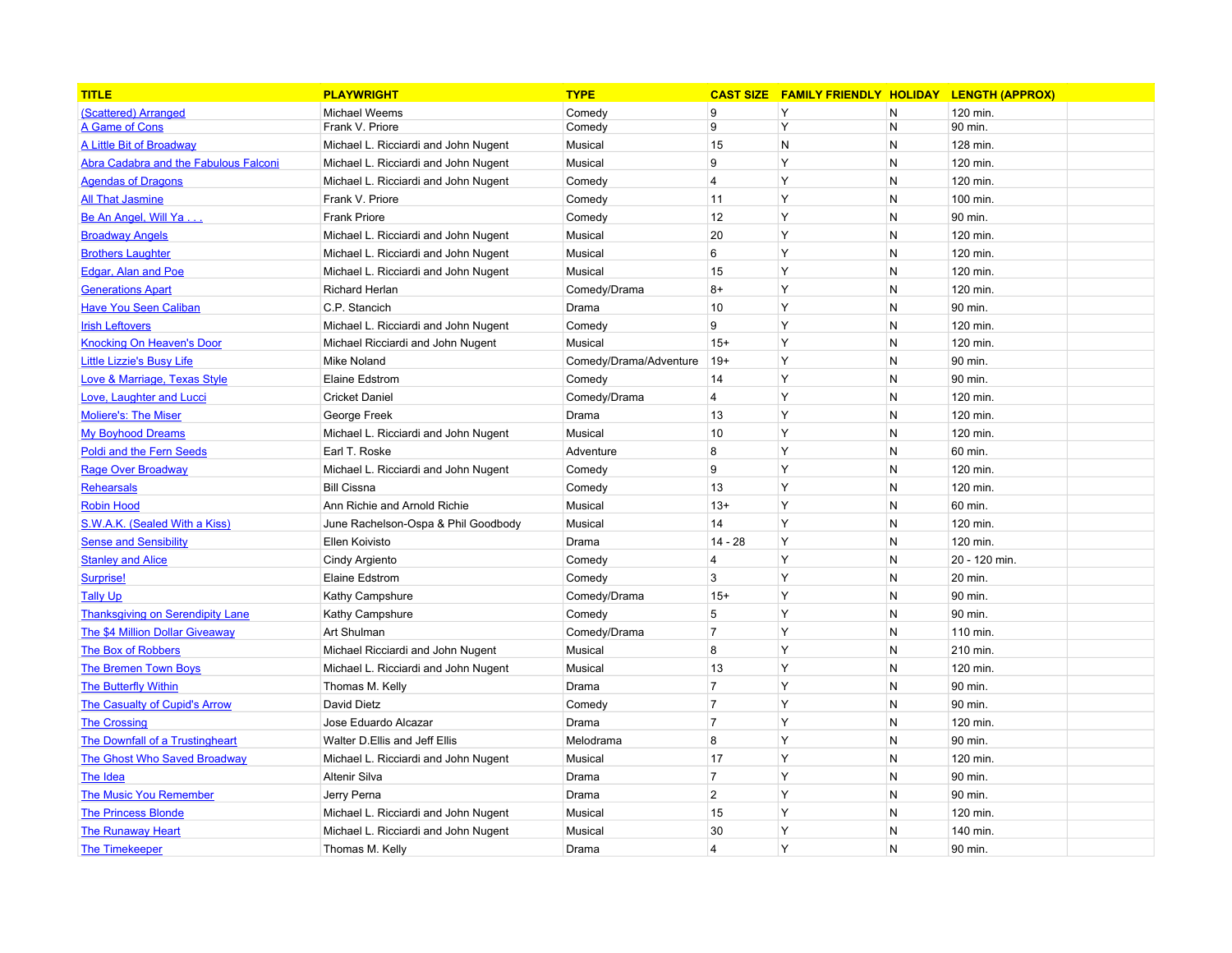| TITLE | PLAYWRIGHT | TYPE | CAST SIZE | FAMILY FRIENDLY | HOLIDAY | LENGTH (APPROX) |
|---|---|---|---|---|---|---|
| (Scattered) Arranged | Michael Weems | Comedy | 9 | Y | N | 120 min. |
| A Game of Cons | Frank V. Priore | Comedy | 9 | Y | N | 90 min. |
| A Little Bit of Broadway | Michael L. Ricciardi and John Nugent | Musical | 15 | N | N | 128 min. |
| Abra Cadabra and the Fabulous Falconi | Michael L. Ricciardi and John Nugent | Musical | 9 | Y | N | 120 min. |
| Agendas of Dragons | Michael L. Ricciardi and John Nugent | Comedy | 4 | Y | N | 120 min. |
| All That Jasmine | Frank V. Priore | Comedy | 11 | Y | N | 100 min. |
| Be An Angel, Will Ya . . . | Frank Priore | Comedy | 12 | Y | N | 90 min. |
| Broadway Angels | Michael L. Ricciardi and John Nugent | Musical | 20 | Y | N | 120 min. |
| Brothers Laughter | Michael L. Ricciardi and John Nugent | Musical | 6 | Y | N | 120 min. |
| Edgar, Alan and Poe | Michael L. Ricciardi and John Nugent | Musical | 15 | Y | N | 120 min. |
| Generations Apart | Richard Herlan | Comedy/Drama | 8+ | Y | N | 120 min. |
| Have You Seen Caliban | C.P. Stancich | Drama | 10 | Y | N | 90 min. |
| Irish Leftovers | Michael L. Ricciardi and John Nugent | Comedy | 9 | Y | N | 120 min. |
| Knocking On Heaven's Door | Michael Ricciardi and John Nugent | Musical | 15+ | Y | N | 120 min. |
| Little Lizzie's Busy Life | Mike Noland | Comedy/Drama/Adventure | 19+ | Y | N | 90 min. |
| Love & Marriage, Texas Style | Elaine Edstrom | Comedy | 14 | Y | N | 90 min. |
| Love, Laughter and Lucci | Cricket Daniel | Comedy/Drama | 4 | Y | N | 120 min. |
| Moliere's: The Miser | George Freek | Drama | 13 | Y | N | 120 min. |
| My Boyhood Dreams | Michael L. Ricciardi and John Nugent | Musical | 10 | Y | N | 120 min. |
| Poldi and the Fern Seeds | Earl T. Roske | Adventure | 8 | Y | N | 60 min. |
| Rage Over Broadway | Michael L. Ricciardi and John Nugent | Comedy | 9 | Y | N | 120 min. |
| Rehearsals | Bill Cissna | Comedy | 13 | Y | N | 120 min. |
| Robin Hood | Ann Richie and Arnold Richie | Musical | 13+ | Y | N | 60 min. |
| S.W.A.K. (Sealed With a Kiss) | June Rachelson-Ospa & Phil Goodbody | Musical | 14 | Y | N | 120 min. |
| Sense and Sensibility | Ellen Koivisto | Drama | 14 - 28 | Y | N | 120 min. |
| Stanley and Alice | Cindy Argiento | Comedy | 4 | Y | N | 20 - 120 min. |
| Surprise! | Elaine Edstrom | Comedy | 3 | Y | N | 20 min. |
| Tally Up | Kathy Campshure | Comedy/Drama | 15+ | Y | N | 90 min. |
| Thanksgiving on Serendipity Lane | Kathy Campshure | Comedy | 5 | Y | N | 90 min. |
| The $4 Million Dollar Giveaway | Art Shulman | Comedy/Drama | 7 | Y | N | 110 min. |
| The Box of Robbers | Michael Ricciardi and John Nugent | Musical | 8 | Y | N | 210 min. |
| The Bremen Town Boys | Michael L. Ricciardi and John Nugent | Musical | 13 | Y | N | 120 min. |
| The Butterfly Within | Thomas M. Kelly | Drama | 7 | Y | N | 90 min. |
| The Casualty of Cupid's Arrow | David Dietz | Comedy | 7 | Y | N | 90 min. |
| The Crossing | Jose Eduardo Alcazar | Drama | 7 | Y | N | 120 min. |
| The Downfall of a Trustingheart | Walter D.Ellis and Jeff Ellis | Melodrama | 8 | Y | N | 90 min. |
| The Ghost Who Saved Broadway | Michael L. Ricciardi and John Nugent | Musical | 17 | Y | N | 120 min. |
| The Idea | Altenir Silva | Drama | 7 | Y | N | 90 min. |
| The Music You Remember | Jerry Perna | Drama | 2 | Y | N | 90 min. |
| The Princess Blonde | Michael L. Ricciardi and John Nugent | Musical | 15 | Y | N | 120 min. |
| The Runaway Heart | Michael L. Ricciardi and John Nugent | Musical | 30 | Y | N | 140 min. |
| The Timekeeper | Thomas M. Kelly | Drama | 4 | Y | N | 90 min. |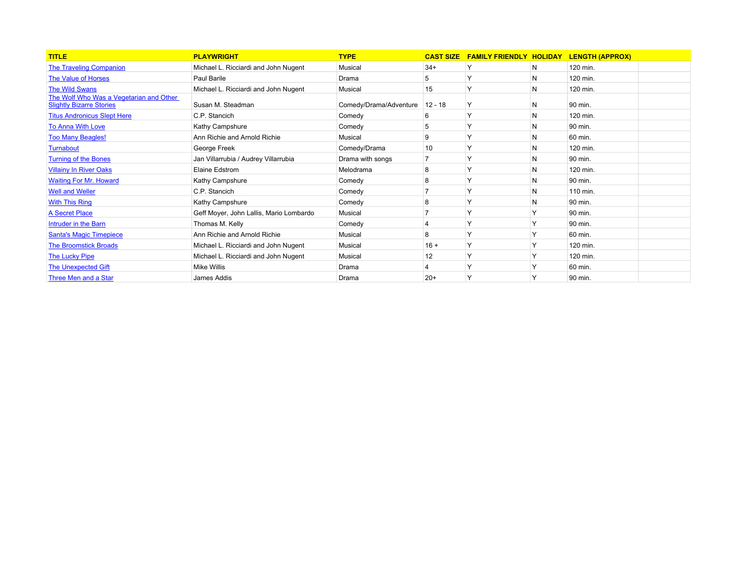| TITLE | PLAYWRIGHT | TYPE | CAST SIZE | FAMILY FRIENDLY | HOLIDAY | LENGTH (APPROX) |
|---|---|---|---|---|---|---|
| The Traveling Companion | Michael L. Ricciardi and John Nugent | Musical | 34+ | Y | N | 120 min. |
| The Value of Horses | Paul Barile | Drama | 5 | Y | N | 120 min. |
| The Wild Swans | Michael L. Ricciardi and John Nugent | Musical | 15 | Y | N | 120 min. |
| The Wolf Who Was a Vegetarian and Other Slightly Bizarre Stories | Susan M. Steadman | Comedy/Drama/Adventure | 12 - 18 | Y | N | 90 min. |
| Titus Andronicus Slept Here | C.P. Stancich | Comedy | 6 | Y | N | 120 min. |
| To Anna With Love | Kathy Campshure | Comedy | 5 | Y | N | 90 min. |
| Too Many Beagles! | Ann Richie and Arnold Richie | Musical | 9 | Y | N | 60 min. |
| Turnabout | George Freek | Comedy/Drama | 10 | Y | N | 120 min. |
| Turning of the Bones | Jan Villarrubia / Audrey Villarrubia | Drama with songs | 7 | Y | N | 90 min. |
| Villainy In River Oaks | Elaine Edstrom | Melodrama | 8 | Y | N | 120 min. |
| Waiting For Mr. Howard | Kathy Campshure | Comedy | 8 | Y | N | 90 min. |
| Well and Weller | C.P. Stancich | Comedy | 7 | Y | N | 110 min. |
| With This Ring | Kathy Campshure | Comedy | 8 | Y | N | 90 min. |
| A Secret Place | Geff Moyer, John Lallis, Mario Lombardo | Musical | 7 | Y | Y | 90 min. |
| Intruder in the Barn | Thomas M. Kelly | Comedy | 4 | Y | Y | 90 min. |
| Santa's Magic Timepiece | Ann Richie and Arnold Richie | Musical | 8 | Y | Y | 60 min. |
| The Broomstick Broads | Michael L. Ricciardi and John Nugent | Musical | 16 + | Y | Y | 120 min. |
| The Lucky Pipe | Michael L. Ricciardi and John Nugent | Musical | 12 | Y | Y | 120 min. |
| The Unexpected Gift | Mike Willis | Drama | 4 | Y | Y | 60 min. |
| Three Men and a Star | James Addis | Drama | 20+ | Y | Y | 90 min. |